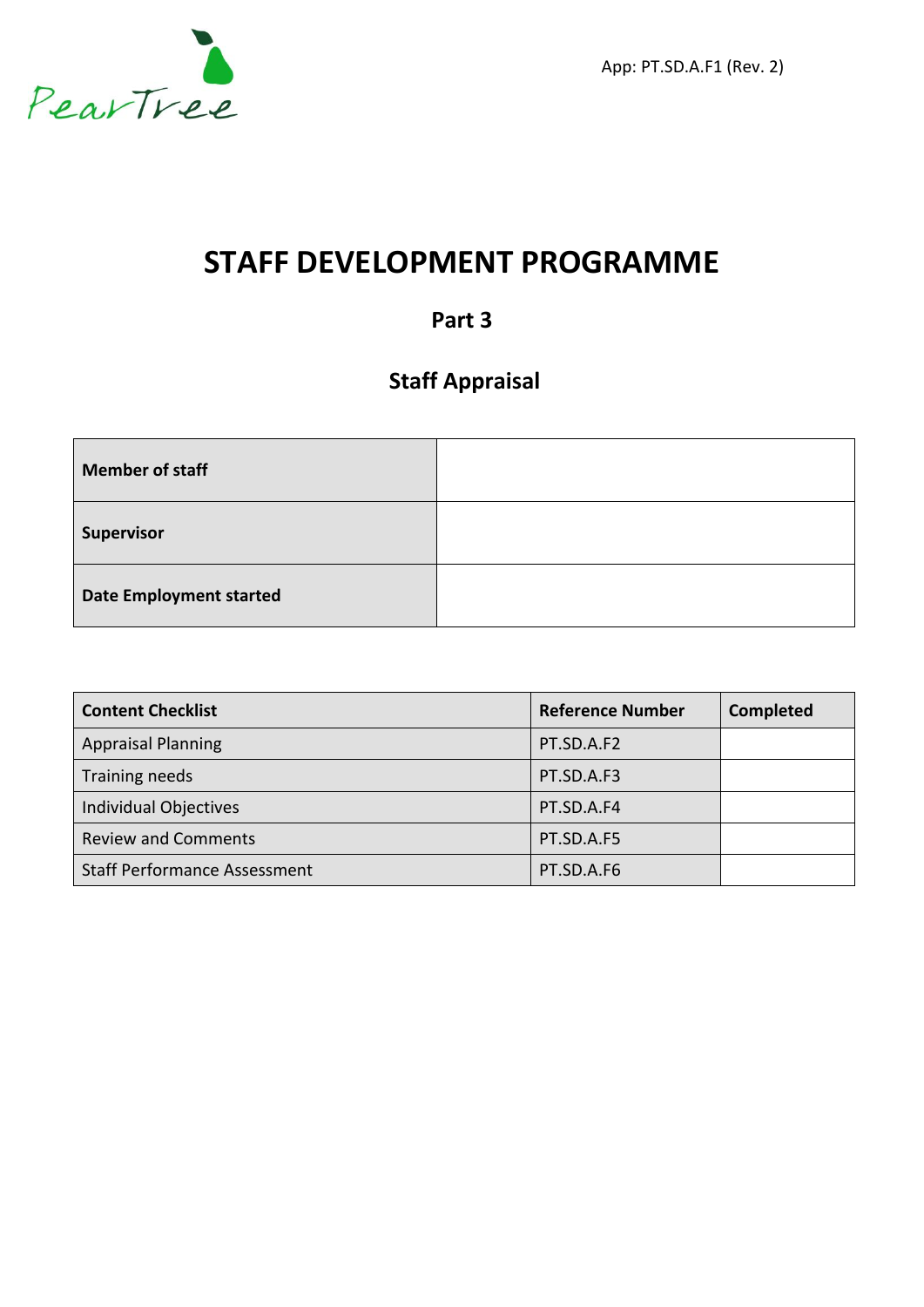PearTree

App: PT.SD.A.F1 (Rev. 2)

# STAFF DEVELOPMENT PROGRAMME

## Part 3

## Staff Appraisal

| **Member of staff** | |
|---|---|
| **Supervisor** | |
| **Date Employment started** | |

| **Content Checklist** | **Reference Number** | **Completed** |
|---|---|---|
| Appraisal Planning | PT.SD.A.F2 | |
| Training needs | PT.SD.A.F3 | |
| Individual Objectives | PT.SD.A.F4 | |
| Review and Comments | PT.SD.A.F5 | |
| Staff Performance Assessment | PT.SD.A.F6 | |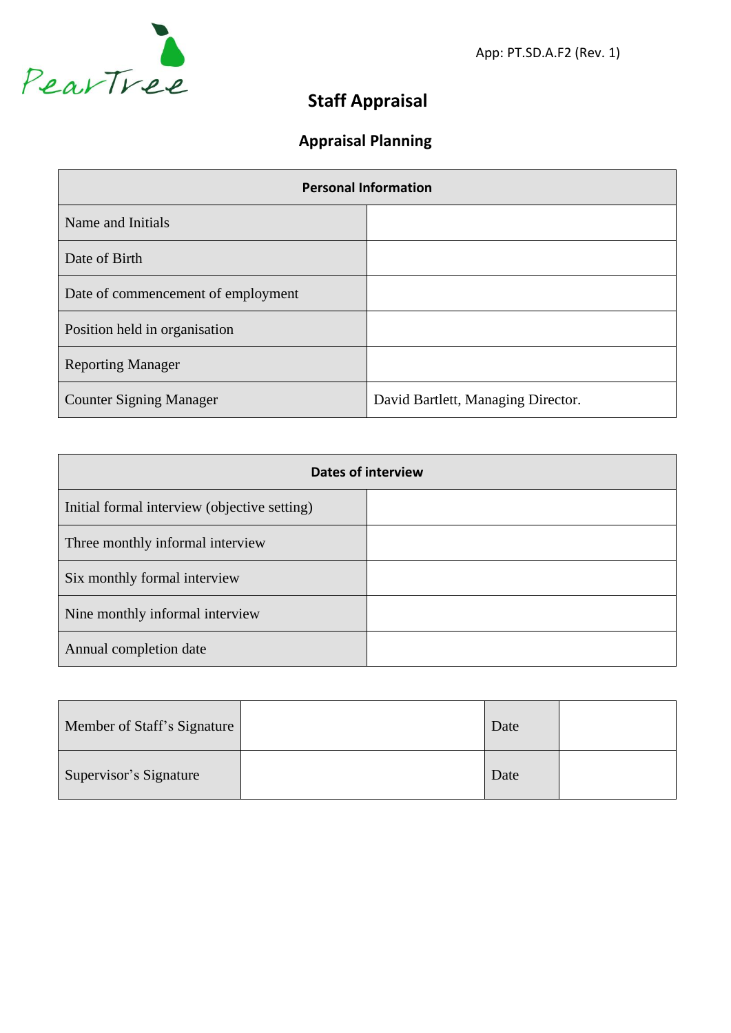App: PT.SD.A.F2 (Rev. 1)

# Staff Appraisal

## Appraisal Planning

| Personal Information | |
|---|---|
| Name and Initials | |
| Date of Birth | |
| Date of commencement of employment | |
| Position held in organisation | |
| Reporting Manager | |
| Counter Signing Manager | David Bartlett, Managing Director. |

| Dates of interview | |
|---|---|
| Initial formal interview (objective setting) | |
| Three monthly informal interview | |
| Six monthly formal interview | |
| Nine monthly informal interview | |
| Annual completion date | |

| | | | |
|---|---|---|---|
| Member of Staff's Signature | | Date | |
| Supervisor's Signature | | Date | |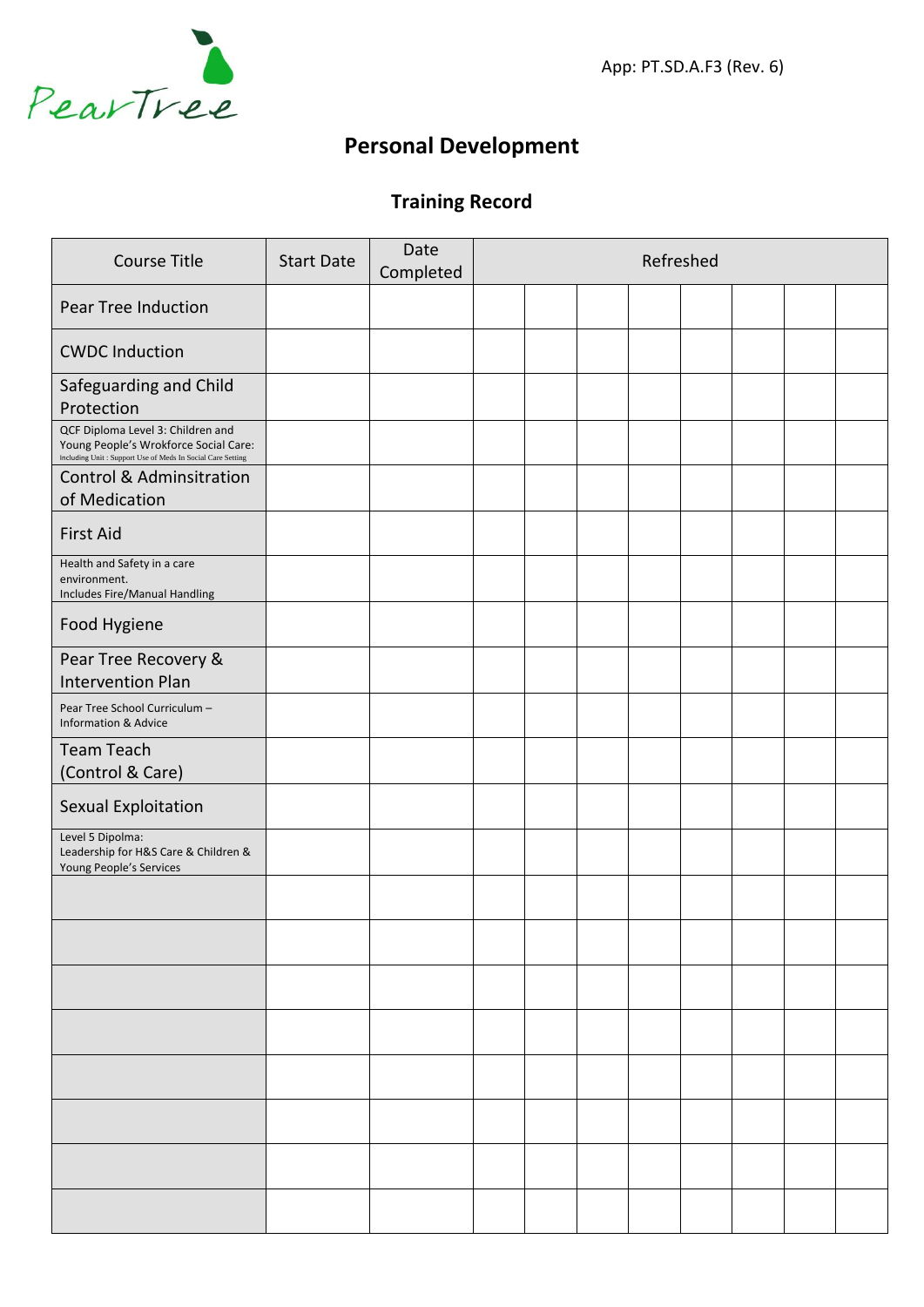PearTree

App: PT.SD.A.F3 (Rev. 6)

# Personal Development

## Training Record

| Course Title | Start Date | Date Completed | Refreshed | | | | | | | |
|---|---|---|---|---|---|---|---|---|---|---|
| Pear Tree Induction | | | | | | | | | | |
| CWDC Induction | | | | | | | | | | |
| Safeguarding and Child Protection | | | | | | | | | | |
| QCF Diploma Level 3: Children and Young People's Wrokforce Social Care: Including Unit : Support Use of Meds In Social Care Setting | | | | | | | | | | |
| Control & Adminsitration of Medication | | | | | | | | | | |
| First Aid | | | | | | | | | | |
| Health and Safety in a care environment. Includes Fire/Manual Handling | | | | | | | | | | |
| Food Hygiene | | | | | | | | | | |
| Pear Tree Recovery & Intervention Plan | | | | | | | | | | |
| Pear Tree School Curriculum – Information & Advice | | | | | | | | | | |
| Team Teach (Control & Care) | | | | | | | | | | |
| Sexual Exploitation | | | | | | | | | | |
| Level 5 Dipolma: Leadership for H&S Care & Children & Young People's Services | | | | | | | | | | |
| | | | | | | | | | | |
| | | | | | | | | | | |
| | | | | | | | | | | |
| | | | | | | | | | | |
| | | | | | | | | | | |
| | | | | | | | | | | |
| | | | | | | | | | | |
| | | | | | | | | | | |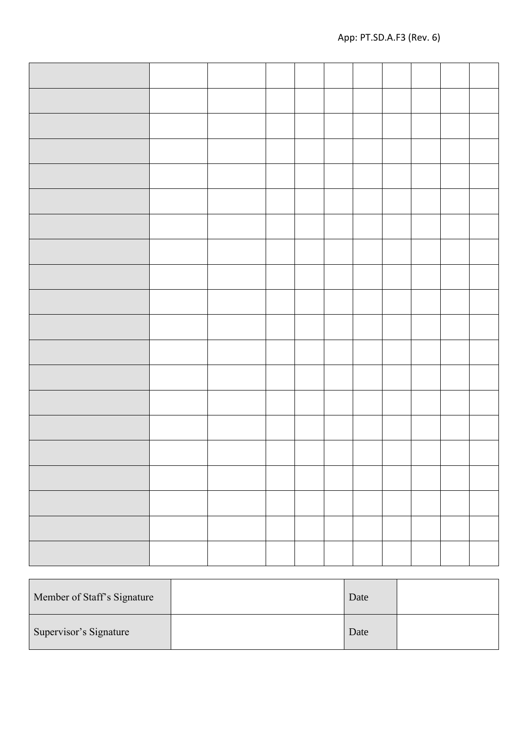| | | | | | | | | | | |
|---|---|---|---|---|---|---|---|---|---|---|
| | | | | | | | | | | |
| | | | | | | | | | | |
| | | | | | | | | | | |
| | | | | | | | | | | |
| | | | | | | | | | | |
| | | | | | | | | | | |
| | | | | | | | | | | |
| | | | | | | | | | | |
| | | | | | | | | | | |
| | | | | | | | | | | |
| | | | | | | | | | | |
| | | | | | | | | | | |
| | | | | | | | | | | |
| | | | | | | | | | | |
| | | | | | | | | | | |
| | | | | | | | | | | |
| | | | | | | | | | | |
| | | | | | | | | | | |
| | | | | | | | | | | |

| Member of Staff's Signature | | Date | |
|---|---|---|---|
| Supervisor's Signature | | Date | |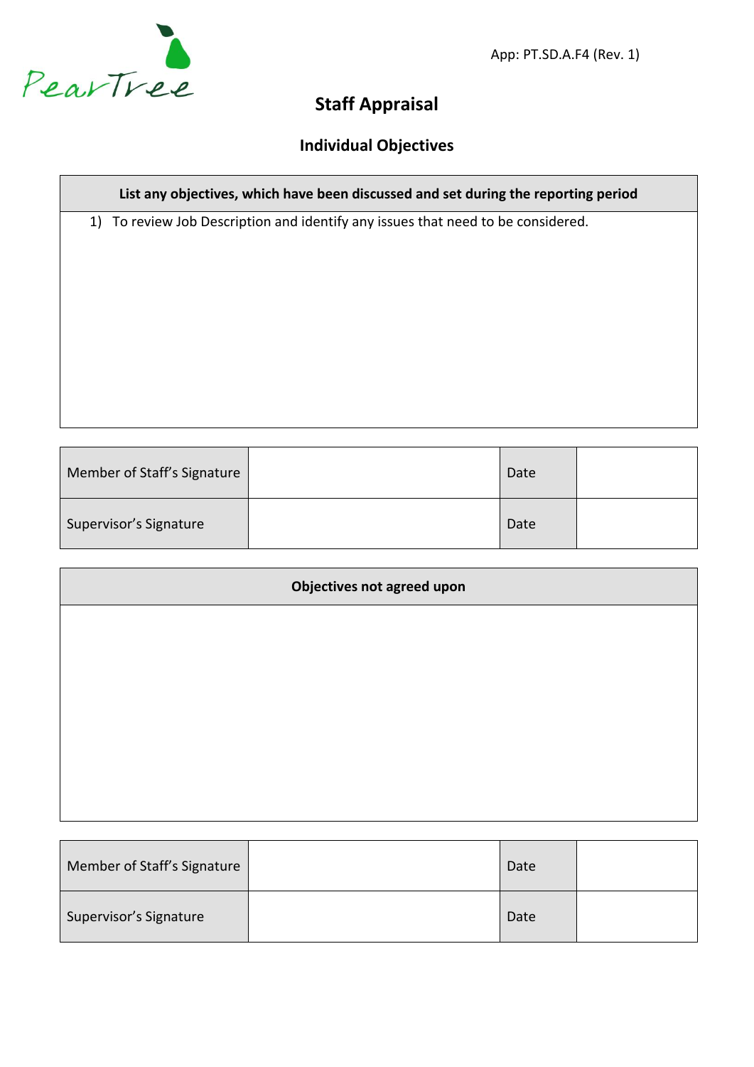PearTree

App: PT.SD.A.F4 (Rev. 1)

## Staff Appraisal

### Individual Objectives

| List any objectives, which have been discussed and set during the reporting period |
|---|
| 1) To review Job Description and identify any issues that need to be considered. |

| Member of Staff's Signature | | Date | |
|---|---|---|---|
| Supervisor's Signature | | Date | |

| Objectives not agreed upon |
|---|
| |

| Member of Staff's Signature | | Date | |
|---|---|---|---|
| Supervisor's Signature | | Date | |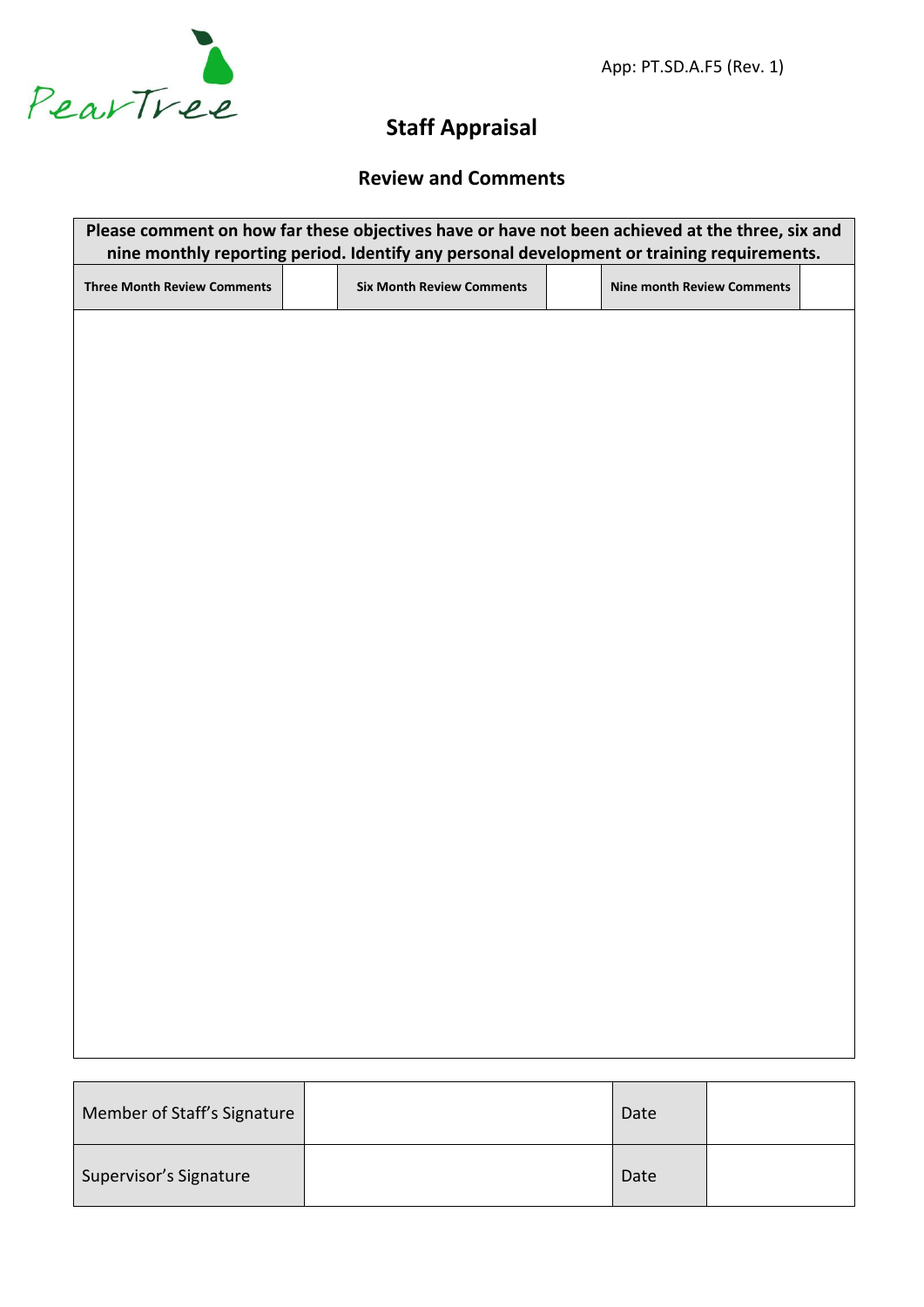App: PT.SD.A.F5 (Rev. 1)

# Staff Appraisal

## Review and Comments

| Please comment on how far these objectives have or have not been achieved at the three, six and nine monthly reporting period. Identify any personal development or training requirements. | | | | | |
|---|---|---|---|---|---|
| **Three Month Review Comments** | | **Six Month Review Comments** | | **Nine month Review Comments** | |
| | | | | | |

| Member of Staff's Signature | | Date | |
|---|---|---|---|
| Supervisor's Signature | | Date | |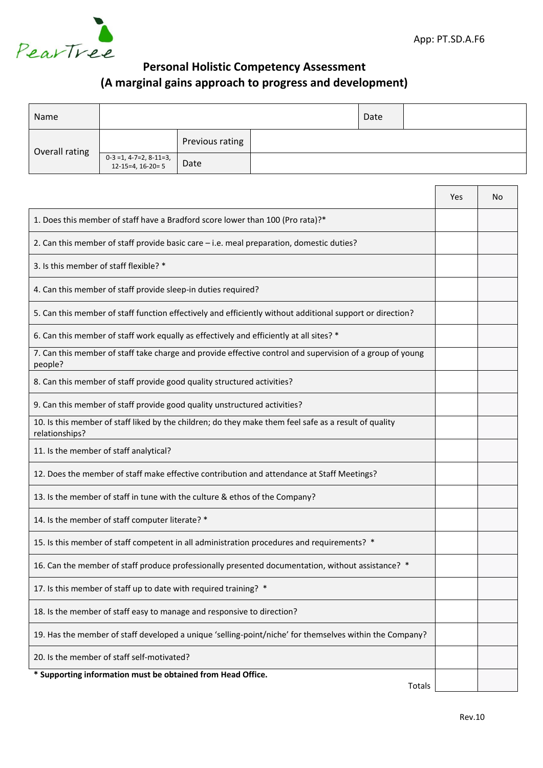PearTree

App: PT.SD.A.F6

# Personal Holistic Competency Assessment
## (A marginal gains approach to progress and development)

| Name | | | | Date | |
|---|---|---|---|---|---|
| Overall rating | | Previous rating | | | |
| | 0-3 =1, 4-7=2, 8-11=3, 12-15=4, 16-20= 5 | Date | | | |

| | Yes | No |
|---|---|---|
| 1. Does this member of staff have a Bradford score lower than 100 (Pro rata)?* | | |
| 2. Can this member of staff provide basic care – i.e. meal preparation, domestic duties? | | |
| 3. Is this member of staff flexible? * | | |
| 4. Can this member of staff provide sleep-in duties required? | | |
| 5. Can this member of staff function effectively and efficiently without additional support or direction? | | |
| 6. Can this member of staff work equally as effectively and efficiently at all sites? * | | |
| 7. Can this member of staff take charge and provide effective control and supervision of a group of young people? | | |
| 8. Can this member of staff provide good quality structured activities? | | |
| 9. Can this member of staff provide good quality unstructured activities? | | |
| 10. Is this member of staff liked by the children; do they make them feel safe as a result of quality relationships? | | |
| 11. Is the member of staff analytical? | | |
| 12. Does the member of staff make effective contribution and attendance at Staff Meetings? | | |
| 13. Is the member of staff in tune with the culture & ethos of the Company? | | |
| 14. Is the member of staff computer literate? * | | |
| 15. Is this member of staff competent in all administration procedures and requirements? * | | |
| 16. Can the member of staff produce professionally presented documentation, without assistance? * | | |
| 17. Is this member of staff up to date with required training? * | | |
| 18. Is the member of staff easy to manage and responsive to direction? | | |
| 19. Has the member of staff developed a unique 'selling-point/niche' for themselves within the Company? | | |
| 20. Is the member of staff self-motivated? | | |
| Totals | | |

**\* Supporting information must be obtained from Head Office.**

Rev.10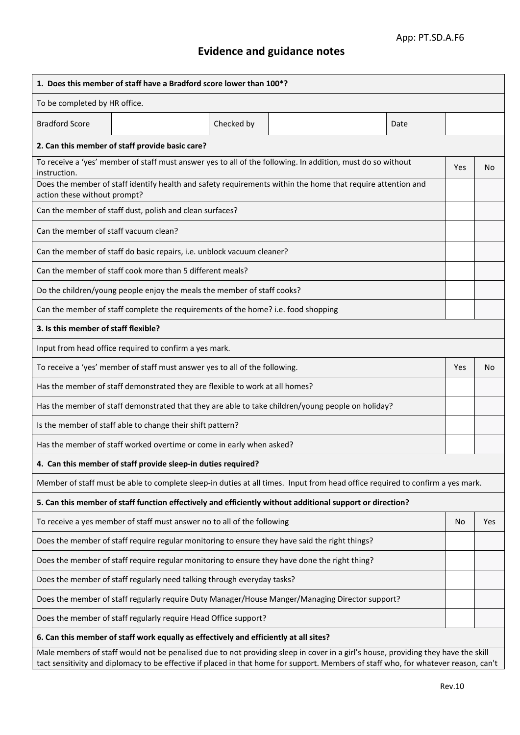App: PT.SD.A.F6

# Evidence and guidance notes

| **1. Does this member of staff have a Bradford score lower than 100*?** | | | | | |
|---|---|---|---|---|---|
| To be completed by HR office. | | | | | |
| Bradford Score | | Checked by | | Date | |

| **2. Can this member of staff provide basic care?** | | |
|---|---|---|
| To receive a 'yes' member of staff must answer yes to all of the following. In addition, must do so without instruction. | Yes | No |
| Does the member of staff identify health and safety requirements within the home that require attention and action these without prompt? | | |
| Can the member of staff dust, polish and clean surfaces? | | |
| Can the member of staff vacuum clean? | | |
| Can the member of staff do basic repairs, i.e. unblock vacuum cleaner? | | |
| Can the member of staff cook more than 5 different meals? | | |
| Do the children/young people enjoy the meals the member of staff cooks? | | |
| Can the member of staff complete the requirements of the home? i.e. food shopping | | |

| **3. Is this member of staff flexible?** | | |
|---|---|---|
| Input from head office required to confirm a yes mark. | | |
| To receive a 'yes' member of staff must answer yes to all of the following. | Yes | No |
| Has the member of staff demonstrated they are flexible to work at all homes? | | |
| Has the member of staff demonstrated that they are able to take children/young people on holiday? | | |
| Is the member of staff able to change their shift pattern? | | |
| Has the member of staff worked overtime or come in early when asked? | | |

| **4. Can this member of staff provide sleep-in duties required?** |
|---|
| Member of staff must be able to complete sleep-in duties at all times. Input from head office required to confirm a yes mark. |

| **5. Can this member of staff function effectively and efficiently without additional support or direction?** | | |
|---|---|---|
| To receive a yes member of staff must answer no to all of the following | No | Yes |
| Does the member of staff require regular monitoring to ensure they have said the right things? | | |
| Does the member of staff require regular monitoring to ensure they have done the right thing? | | |
| Does the member of staff regularly need talking through everyday tasks? | | |
| Does the member of staff regularly require Duty Manager/House Manger/Managing Director support? | | |
| Does the member of staff regularly require Head Office support? | | |

| **6. Can this member of staff work equally as effectively and efficiently at all sites?** |
|---|
| Male members of staff would not be penalised due to not providing sleep in cover in a girl's house, providing they have the skill tact sensitivity and diplomacy to be effective if placed in that home for support. Members of staff who, for whatever reason, can't |

Rev.10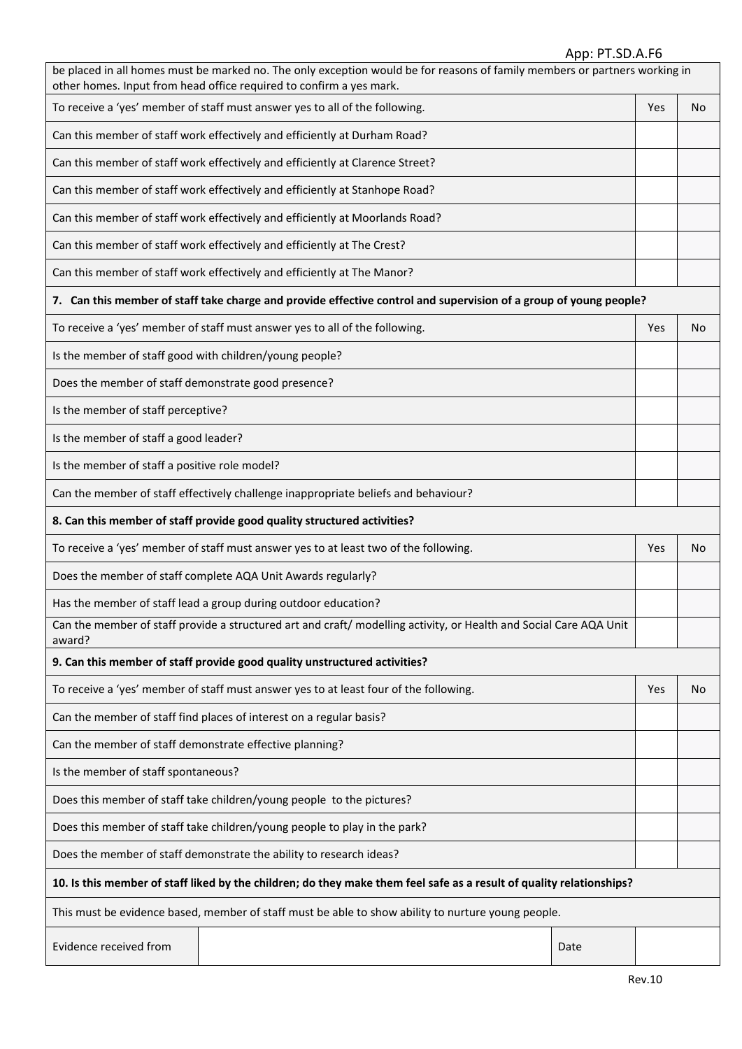| be placed in all homes must be marked no. The only exception would be for reasons of family members or partners working in other homes. Input from head office required to confirm a yes mark. | | |
|---|---|---|
| To receive a 'yes' member of staff must answer yes to all of the following. | Yes | No |
| Can this member of staff work effectively and efficiently at Durham Road? | | |
| Can this member of staff work effectively and efficiently at Clarence Street? | | |
| Can this member of staff work effectively and efficiently at Stanhope Road? | | |
| Can this member of staff work effectively and efficiently at Moorlands Road? | | |
| Can this member of staff work effectively and efficiently at The Crest? | | |
| Can this member of staff work effectively and efficiently at The Manor? | | |
| **7. Can this member of staff take charge and provide effective control and supervision of a group of young people?** | | |
| To receive a 'yes' member of staff must answer yes to all of the following. | Yes | No |
| Is the member of staff good with children/young people? | | |
| Does the member of staff demonstrate good presence? | | |
| Is the member of staff perceptive? | | |
| Is the member of staff a good leader? | | |
| Is the member of staff a positive role model? | | |
| Can the member of staff effectively challenge inappropriate beliefs and behaviour? | | |
| **8. Can this member of staff provide good quality structured activities?** | | |
| To receive a 'yes' member of staff must answer yes to at least two of the following. | Yes | No |
| Does the member of staff complete AQA Unit Awards regularly? | | |
| Has the member of staff lead a group during outdoor education? | | |
| Can the member of staff provide a structured art and craft/ modelling activity, or Health and Social Care AQA Unit award? | | |
| **9. Can this member of staff provide good quality unstructured activities?** | | |
| To receive a 'yes' member of staff must answer yes to at least four of the following. | Yes | No |
| Can the member of staff find places of interest on a regular basis? | | |
| Can the member of staff demonstrate effective planning? | | |
| Is the member of staff spontaneous? | | |
| Does this member of staff take children/young people to the pictures? | | |
| Does this member of staff take children/young people to play in the park? | | |
| Does the member of staff demonstrate the ability to research ideas? | | |
| **10. Is this member of staff liked by the children; do they make them feel safe as a result of quality relationships?** | | |
| This must be evidence based, member of staff must be able to show ability to nurture young people. | | |

| Evidence received from | | Date | |
|---|---|---|---|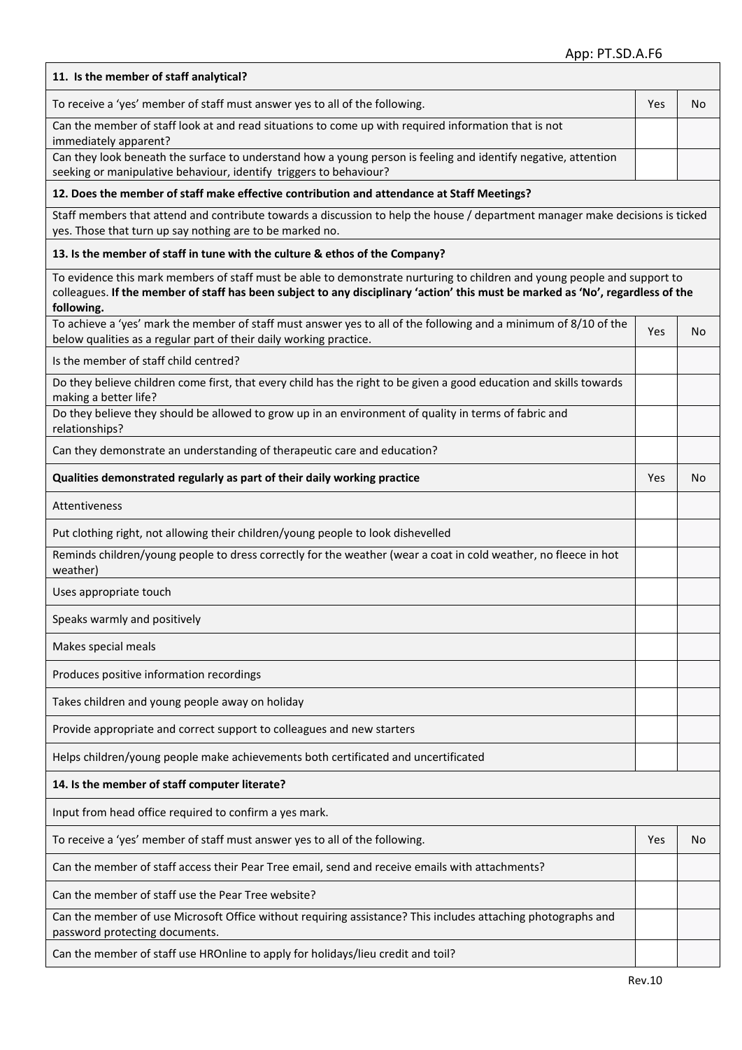| 11. Is the member of staff analytical? | | |
|---|---|---|
| To receive a 'yes' member of staff must answer yes to all of the following. | Yes | No |
| Can the member of staff look at and read situations to come up with required information that is not immediately apparent? | | |
| Can they look beneath the surface to understand how a young person is feeling and identify negative, attention seeking or manipulative behaviour, identify triggers to behaviour? | | |

| **12. Does the member of staff make effective contribution and attendance at Staff Meetings?** |
|---|
| Staff members that attend and contribute towards a discussion to help the house / department manager make decisions is ticked yes. Those that turn up say nothing are to be marked no. |

| **13. Is the member of staff in tune with the culture & ethos of the Company?** | | |
|---|---|---|
| To evidence this mark members of staff must be able to demonstrate nurturing to children and young people and support to colleagues. **If the member of staff has been subject to any disciplinary 'action' this must be marked as 'No', regardless of the following.** | | |
| To achieve a 'yes' mark the member of staff must answer yes to all of the following and a minimum of 8/10 of the below qualities as a regular part of their daily working practice. | Yes | No |
| Is the member of staff child centred? | | |
| Do they believe children come first, that every child has the right to be given a good education and skills towards making a better life? | | |
| Do they believe they should be allowed to grow up in an environment of quality in terms of fabric and relationships? | | |
| Can they demonstrate an understanding of therapeutic care and education? | | |
| **Qualities demonstrated regularly as part of their daily working practice** | Yes | No |
| Attentiveness | | |
| Put clothing right, not allowing their children/young people to look dishevelled | | |
| Reminds children/young people to dress correctly for the weather (wear a coat in cold weather, no fleece in hot weather) | | |
| Uses appropriate touch | | |
| Speaks warmly and positively | | |
| Makes special meals | | |
| Produces positive information recordings | | |
| Takes children and young people away on holiday | | |
| Provide appropriate and correct support to colleagues and new starters | | |
| Helps children/young people make achievements both certificated and uncertificated | | |

| **14. Is the member of staff computer literate?** | | |
|---|---|---|
| Input from head office required to confirm a yes mark. | | |
| To receive a 'yes' member of staff must answer yes to all of the following. | Yes | No |
| Can the member of staff access their Pear Tree email, send and receive emails with attachments? | | |
| Can the member of staff use the Pear Tree website? | | |
| Can the member of use Microsoft Office without requiring assistance? This includes attaching photographs and password protecting documents. | | |
| Can the member of staff use HROnline to apply for holidays/lieu credit and toil? | | |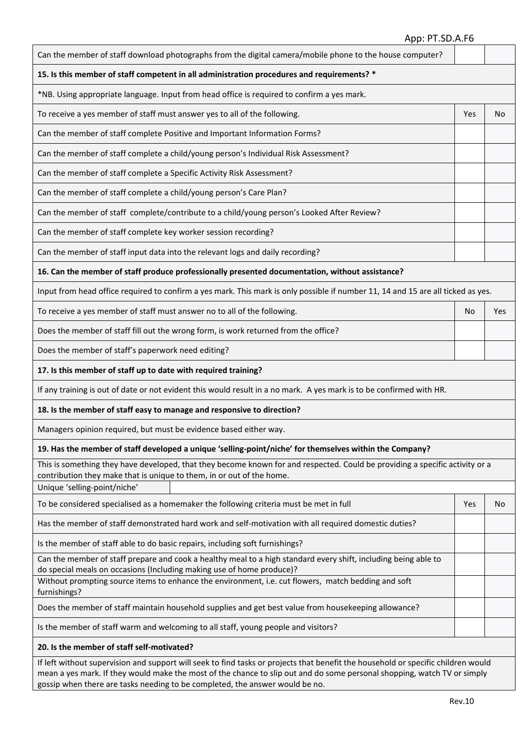| | | |
|---|---|---|
| Can the member of staff download photographs from the digital camera/mobile phone to the house computer? | | |
| **15. Is this member of staff competent in all administration procedures and requirements? *** | | |
| *NB. Using appropriate language. Input from head office is required to confirm a yes mark. | | |
| To receive a yes member of staff must answer yes to all of the following. | Yes | No |
| Can the member of staff complete Positive and Important Information Forms? | | |
| Can the member of staff complete a child/young person's Individual Risk Assessment? | | |
| Can the member of staff complete a Specific Activity Risk Assessment? | | |
| Can the member of staff complete a child/young person's Care Plan? | | |
| Can the member of staff complete/contribute to a child/young person's Looked After Review? | | |
| Can the member of staff complete key worker session recording? | | |
| Can the member of staff input data into the relevant logs and daily recording? | | |
| **16. Can the member of staff produce professionally presented documentation, without assistance?** | | |
| Input from head office required to confirm a yes mark. This mark is only possible if number 11, 14 and 15 are all ticked as yes. | | |
| To receive a yes member of staff must answer no to all of the following. | No | Yes |
| Does the member of staff fill out the wrong form, is work returned from the office? | | |
| Does the member of staff's paperwork need editing? | | |
| **17. Is this member of staff up to date with required training?** | | |
| If any training is out of date or not evident this would result in a no mark. A yes mark is to be confirmed with HR. | | |
| **18. Is the member of staff easy to manage and responsive to direction?** | | |
| Managers opinion required, but must be evidence based either way. | | |
| **19. Has the member of staff developed a unique 'selling-point/niche' for themselves within the Company?** | | |
| This is something they have developed, that they become known for and respected. Could be providing a specific activity or a contribution they make that is unique to them, in or out of the home. | | |
| Unique 'selling-point/niche' | | |
| To be considered specialised as a homemaker the following criteria must be met in full | Yes | No |
| Has the member of staff demonstrated hard work and self-motivation with all required domestic duties? | | |
| Is the member of staff able to do basic repairs, including soft furnishings? | | |
| Can the member of staff prepare and cook a healthy meal to a high standard every shift, including being able to do special meals on occasions (Including making use of home produce)? | | |
| Without prompting source items to enhance the environment, i.e. cut flowers, match bedding and soft furnishings? | | |
| Does the member of staff maintain household supplies and get best value from housekeeping allowance? | | |
| Is the member of staff warm and welcoming to all staff, young people and visitors? | | |
| **20. Is the member of staff self-motivated?** | | |
| If left without supervision and support will seek to find tasks or projects that benefit the household or specific children would mean a yes mark. If they would make the most of the chance to slip out and do some personal shopping, watch TV or simply gossip when there are tasks needing to be completed, the answer would be no. | | |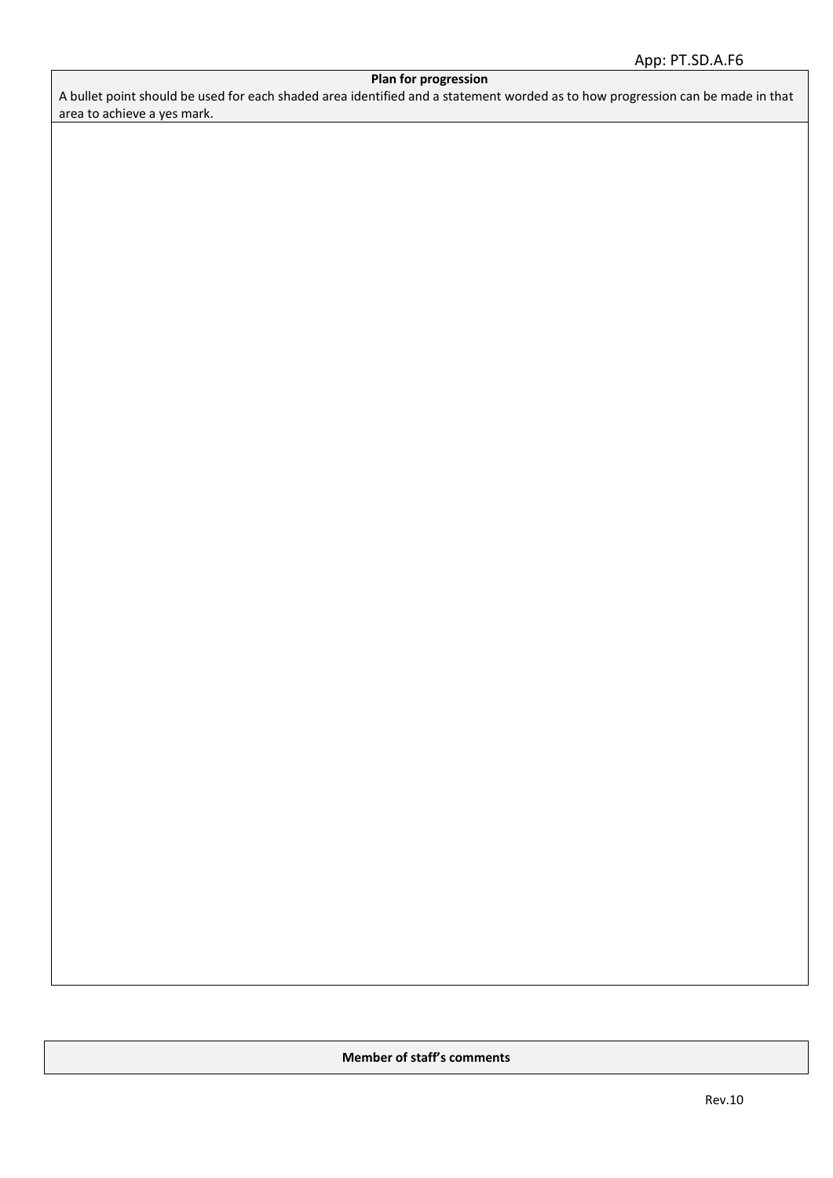**Plan for progression**

A bullet point should be used for each shaded area identified and a statement worded as to how progression can be made in that area to achieve a yes mark.

**Member of staff's comments**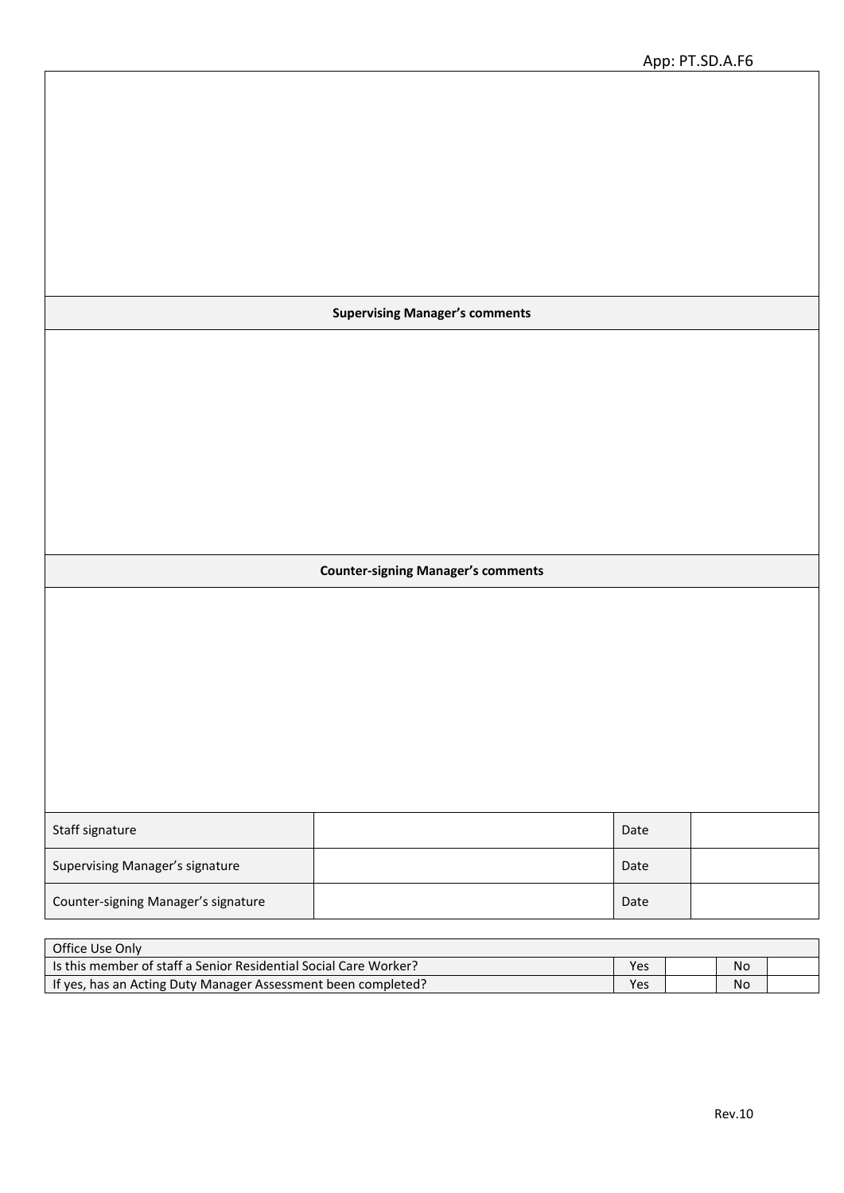App: PT.SD.A.F6

**Supervising Manager's comments**

**Counter-signing Manager's comments**

| | | | |
|---|---|---|---|
| Staff signature | | Date | |
| Supervising Manager's signature | | Date | |
| Counter-signing Manager's signature | | Date | |

| Office Use Only | | | | |
|---|---|---|---|---|
| Is this member of staff a Senior Residential Social Care Worker? | Yes | | No | |
| If yes, has an Acting Duty Manager Assessment been completed? | Yes | | No | |

Rev.10